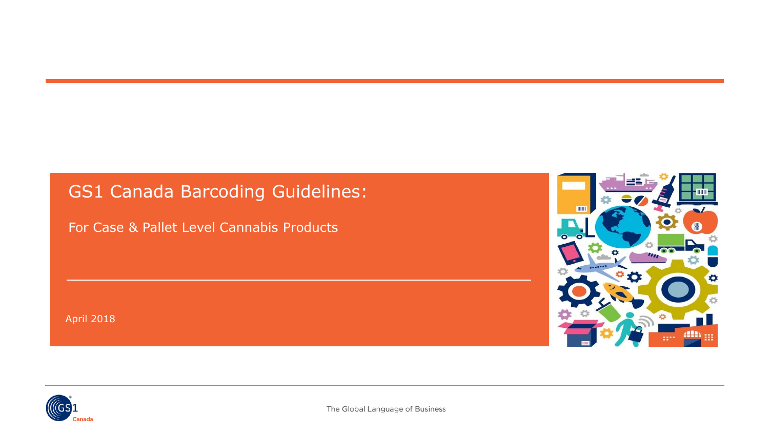# GS1 Canada Barcoding Guidelines:

## For Case & Pallet Level Cannabis Products

April 2018

The Global Language of Business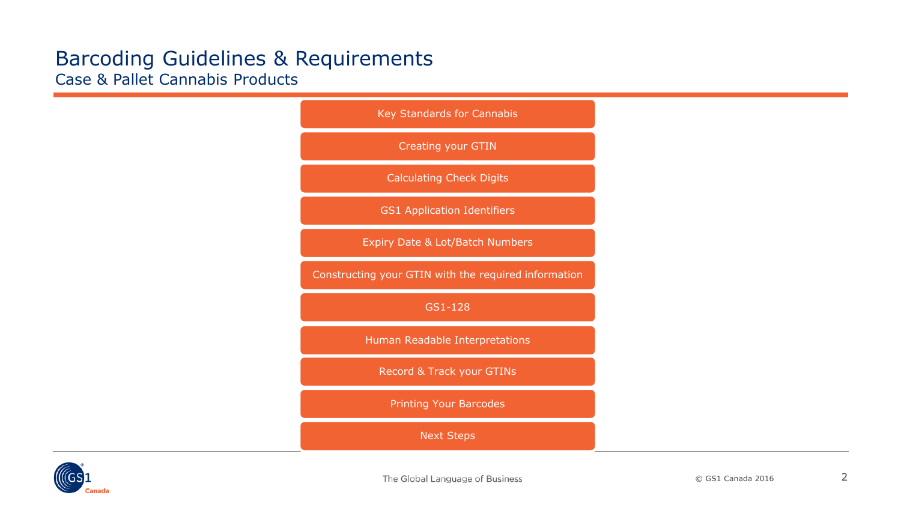# Barcoding Guidelines & Requirements

## Case & Pallet Cannabis Products

- Key Standards for Cannabis
- Creating your GTIN
- Calculating Check Digits
- GS1 Application Identifiers
- Expiry Date & Lot/Batch Numbers
- Constructing your GTIN with the required information
- GS1-128
- Human Readable Interpretations
- Record & Track your GTINs
- Printing Your Barcodes
- Next Steps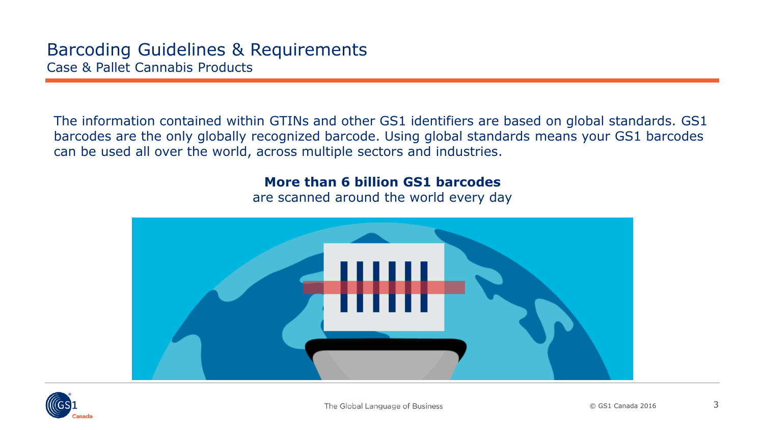# Barcoding Guidelines & Requirements

## Case & Pallet Cannabis Products

The information contained within GTINs and other GS1 identifiers are based on global standards. GS1 barcodes are the only globally recognized barcode. Using global standards means your GS1 barcodes can be used all over the world, across multiple sectors and industries.

**More than 6 billion GS1 barcodes**
are scanned around the world every day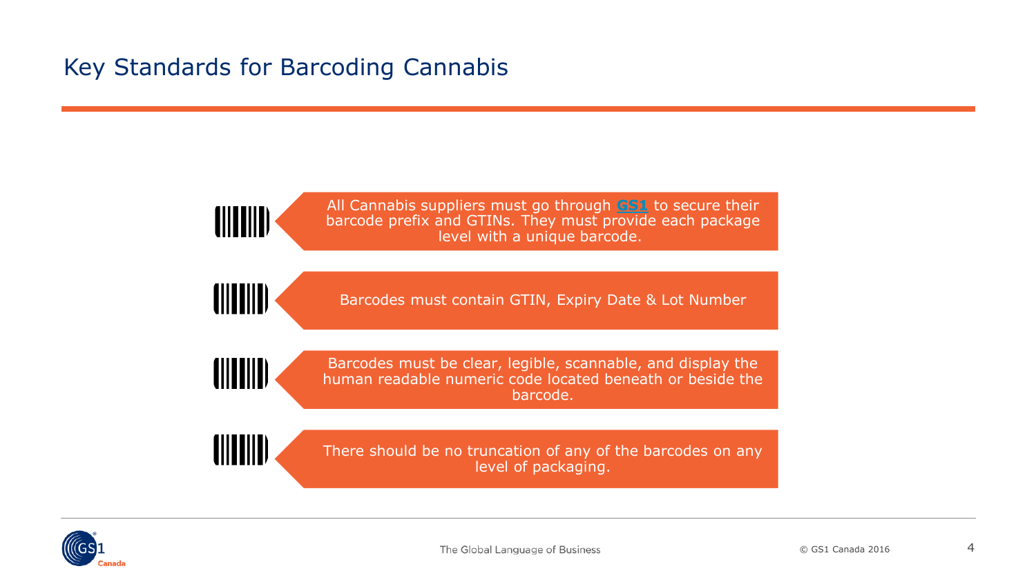# Key Standards for Barcoding Cannabis

- All Cannabis suppliers must go through **GS1** to secure their barcode prefix and GTINs. They must provide each package level with a unique barcode.
- Barcodes must contain GTIN, Expiry Date & Lot Number
- Barcodes must be clear, legible, scannable, and display the human readable numeric code located beneath or beside the barcode.
- There should be no truncation of any of the barcodes on any level of packaging.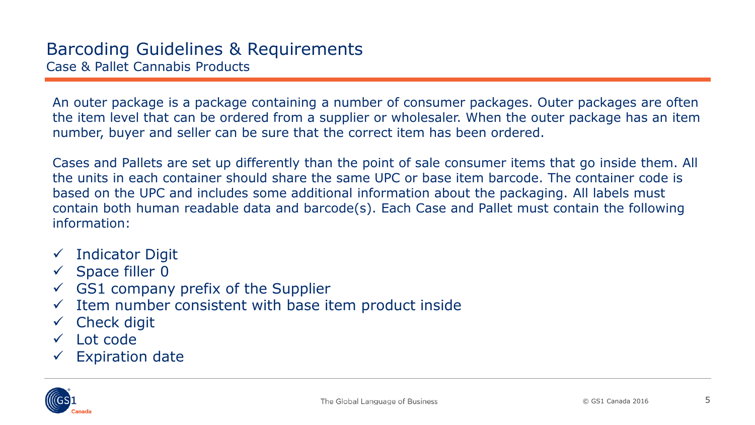# Barcoding Guidelines & Requirements

## Case & Pallet Cannabis Products

An outer package is a package containing a number of consumer packages. Outer packages are often the item level that can be ordered from a supplier or wholesaler. When the outer package has an item number, buyer and seller can be sure that the correct item has been ordered.

Cases and Pallets are set up differently than the point of sale consumer items that go inside them. All the units in each container should share the same UPC or base item barcode. The container code is based on the UPC and includes some additional information about the packaging. All labels must contain both human readable data and barcode(s). Each Case and Pallet must contain the following information:

- ✓ Indicator Digit
- ✓ Space filler 0
- ✓ GS1 company prefix of the Supplier
- ✓ Item number consistent with base item product inside
- ✓ Check digit
- ✓ Lot code
- ✓ Expiration date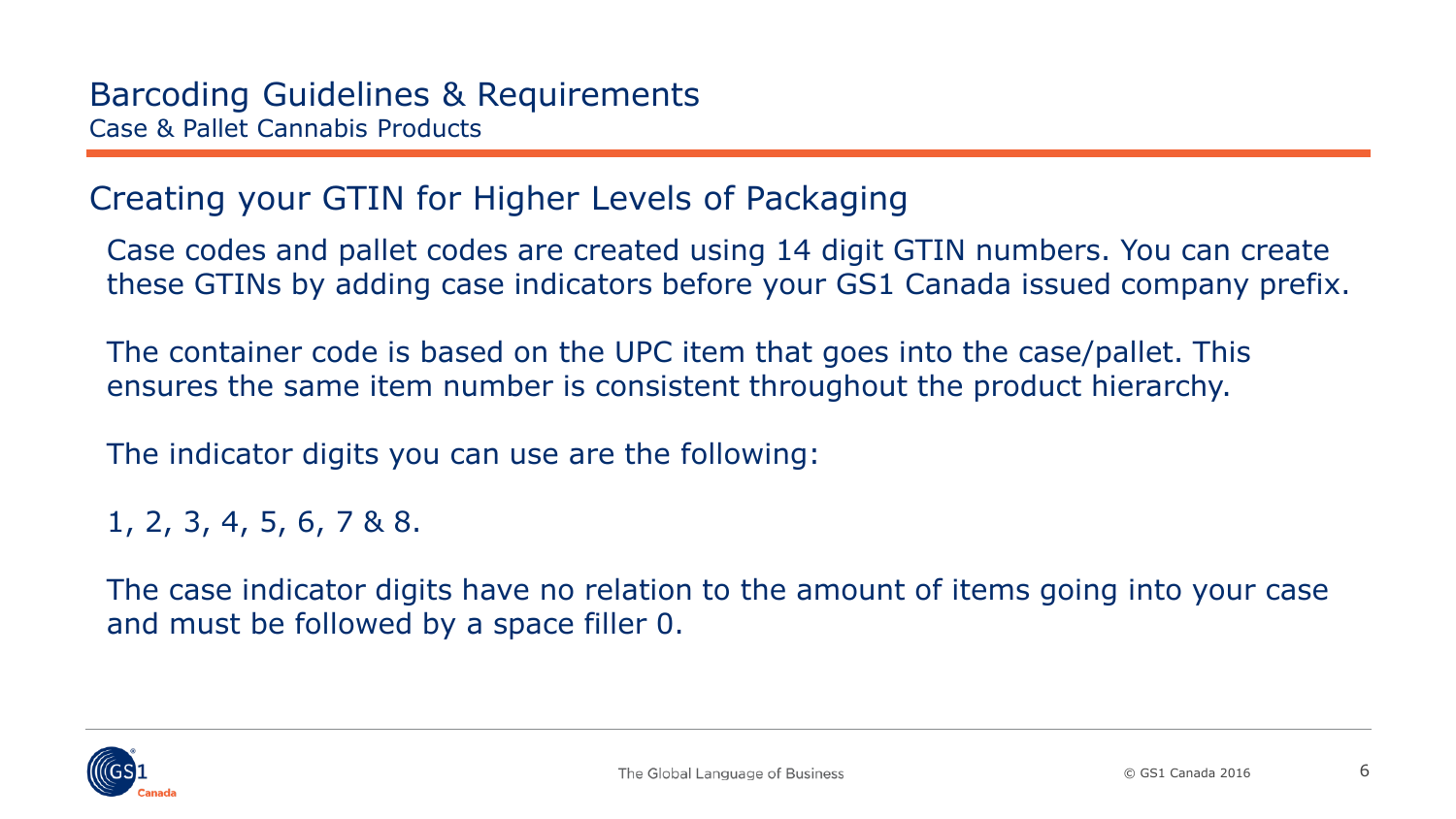# Barcoding Guidelines & Requirements

Case & Pallet Cannabis Products

## Creating your GTIN for Higher Levels of Packaging

Case codes and pallet codes are created using 14 digit GTIN numbers. You can create these GTINs by adding case indicators before your GS1 Canada issued company prefix.

The container code is based on the UPC item that goes into the case/pallet. This ensures the same item number is consistent throughout the product hierarchy.

The indicator digits you can use are the following:

1, 2, 3, 4, 5, 6, 7 & 8.

The case indicator digits have no relation to the amount of items going into your case and must be followed by a space filler 0.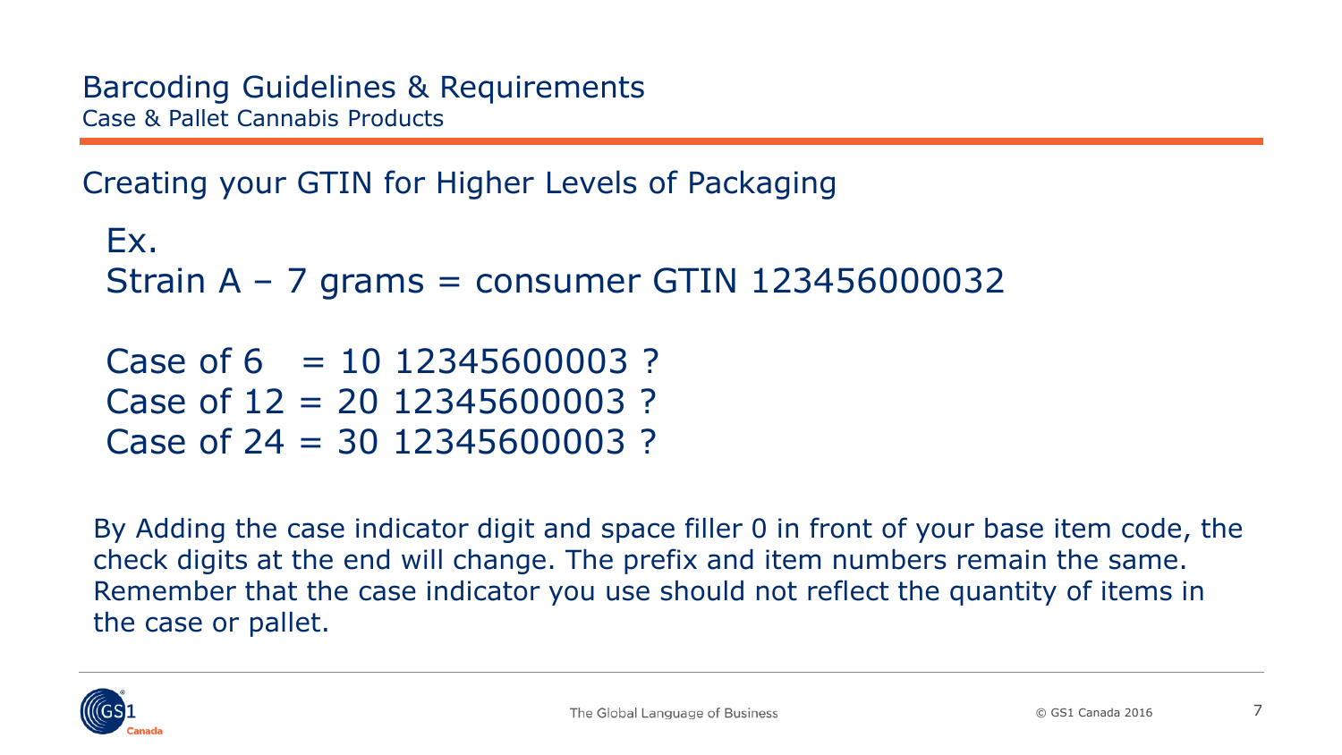# Barcoding Guidelines & Requirements

## Case & Pallet Cannabis Products

### Creating your GTIN for Higher Levels of Packaging

Ex.

Strain A – 7 grams = consumer GTIN 123456000032

Case of 6 = 10 12345600003 ?
Case of 12 = 20 12345600003 ?
Case of 24 = 30 12345600003 ?

By Adding the case indicator digit and space filler 0 in front of your base item code, the check digits at the end will change. The prefix and item numbers remain the same. Remember that the case indicator you use should not reflect the quantity of items in the case or pallet.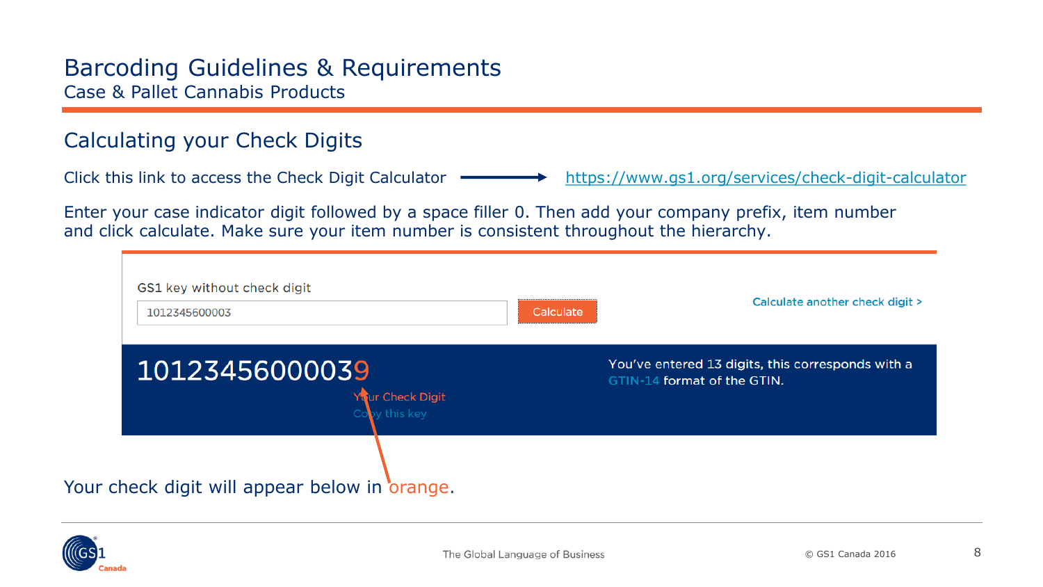# Barcoding Guidelines & Requirements

Case & Pallet Cannabis Products

## Calculating your Check Digits

Click this link to access the Check Digit Calculator → https://www.gs1.org/services/check-digit-calculator

Enter your case indicator digit followed by a space filler 0. Then add your company prefix, item number and click calculate. Make sure your item number is consistent throughout the hierarchy.

GS1 key without check digit

1012345600003

Calculate

Calculate another check digit >

10123456000039

Your Check Digit

Copy this key

You've entered 13 digits, this corresponds with a GTIN-14 format of the GTIN.

Your check digit will appear below in orange.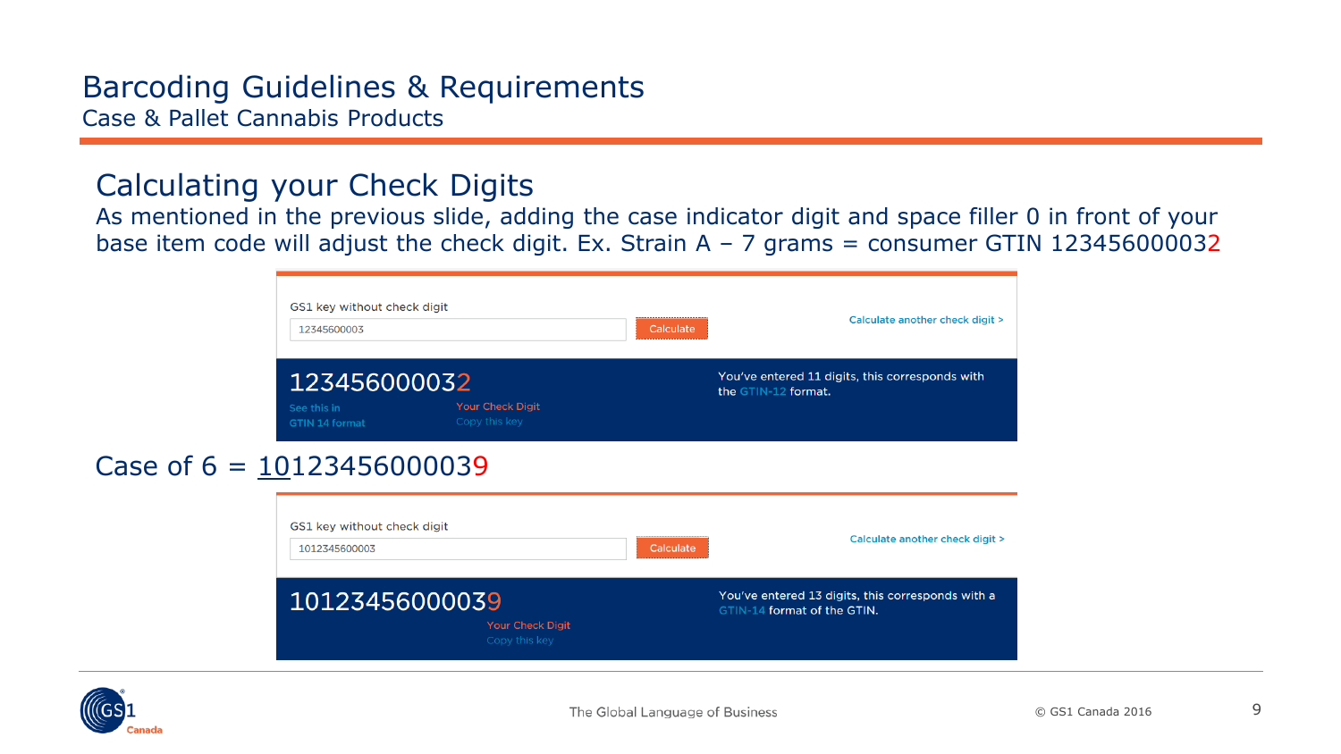# Barcoding Guidelines & Requirements

Case & Pallet Cannabis Products

## Calculating your Check Digits

As mentioned in the previous slide, adding the case indicator digit and space filler 0 in front of your base item code will adjust the check digit. Ex. Strain A – 7 grams = consumer GTIN 123456000032

GS1 key without check digit

12345600003

Calculate

Calculate another check digit >

123456000032

See this in GTIN 14 format

Your Check Digit

Copy this key

You've entered 11 digits, this corresponds with the GTIN-12 format.

Case of 6 = 10123456000039

GS1 key without check digit

1012345600003

Calculate

Calculate another check digit >

10123456000039

Your Check Digit

Copy this key

You've entered 13 digits, this corresponds with a GTIN-14 format of the GTIN.

The Global Language of Business

© GS1 Canada 2016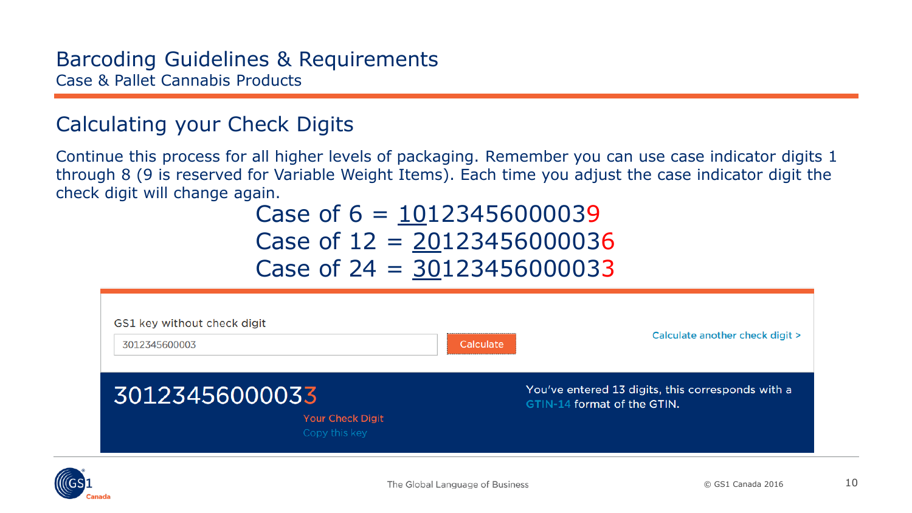# Barcoding Guidelines & Requirements

## Case & Pallet Cannabis Products

## Calculating your Check Digits

Continue this process for all higher levels of packaging. Remember you can use case indicator digits 1 through 8 (9 is reserved for Variable Weight Items). Each time you adjust the case indicator digit the check digit will change again.

Case of 6 = 10123456000039

Case of 12 = 20123456000036

Case of 24 = 30123456000033

GS1 key without check digit

3012345600003

Calculate

Calculate another check digit >

30123456000033

Your Check Digit

Copy this key

You've entered 13 digits, this corresponds with a GTIN-14 format of the GTIN.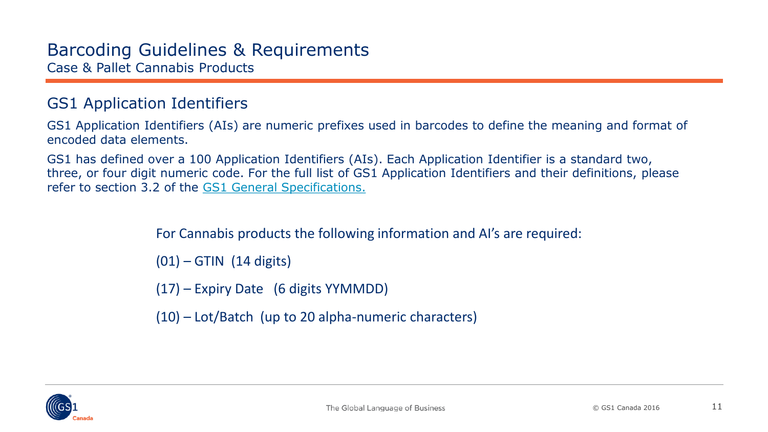# Barcoding Guidelines & Requirements

Case & Pallet Cannabis Products

## GS1 Application Identifiers

GS1 Application Identifiers (AIs) are numeric prefixes used in barcodes to define the meaning and format of encoded data elements.

GS1 has defined over a 100 Application Identifiers (AIs). Each Application Identifier is a standard two, three, or four digit numeric code. For the full list of GS1 Application Identifiers and their definitions, please refer to section 3.2 of the GS1 General Specifications.

For Cannabis products the following information and AI's are required:

(01) – GTIN (14 digits)

(17) – Expiry Date (6 digits YYMMDD)

(10) – Lot/Batch (up to 20 alpha-numeric characters)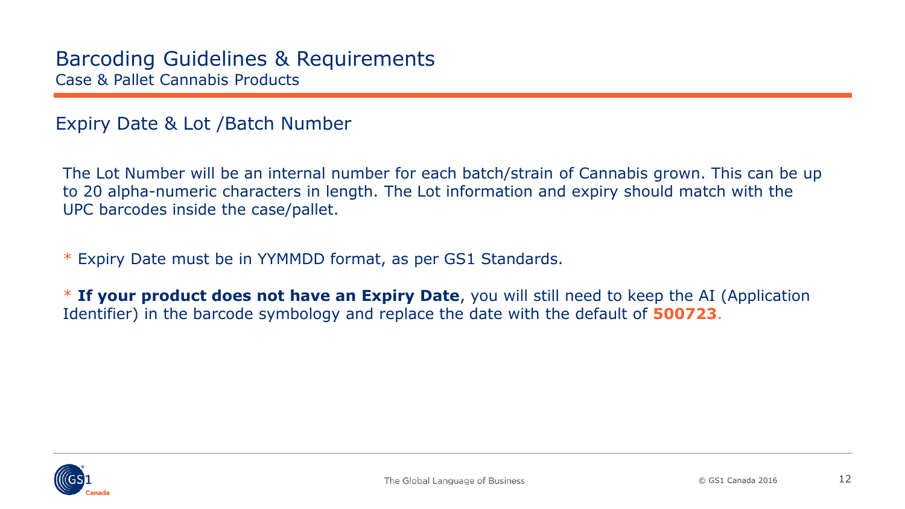# Barcoding Guidelines & Requirements

## Case & Pallet Cannabis Products

### Expiry Date & Lot /Batch Number

The Lot Number will be an internal number for each batch/strain of Cannabis grown. This can be up to 20 alpha-numeric characters in length. The Lot information and expiry should match with the UPC barcodes inside the case/pallet.

* Expiry Date must be in YYMMDD format, as per GS1 Standards.

* **If your product does not have an Expiry Date**, you will still need to keep the AI (Application Identifier) in the barcode symbology and replace the date with the default of **500723**.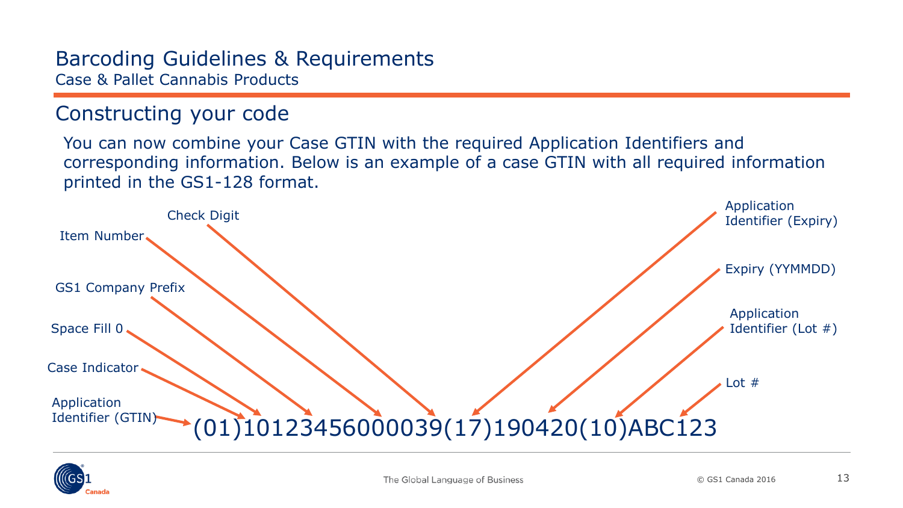# Barcoding Guidelines & Requirements

Case & Pallet Cannabis Products

## Constructing your code

You can now combine your Case GTIN with the required Application Identifiers and corresponding information. Below is an example of a case GTIN with all required information printed in the GS1-128 format.

(01)10123456000039(17)190420(10)ABC123

- Application Identifier (GTIN)
- Case Indicator
- Space Fill 0
- GS1 Company Prefix
- Item Number
- Check Digit
- Application Identifier (Expiry)
- Expiry (YYMMDD)
- Application Identifier (Lot #)
- Lot #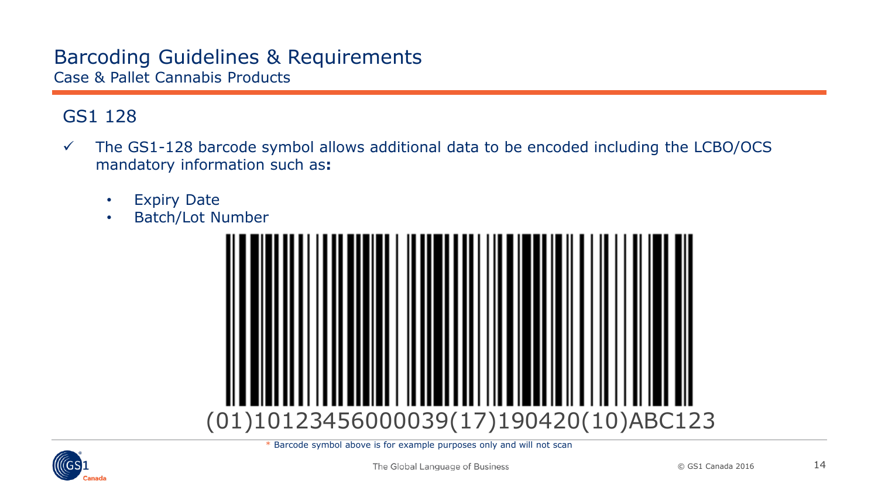# Barcoding Guidelines & Requirements

Case & Pallet Cannabis Products

## GS1 128

- ✓ The GS1-128 barcode symbol allows additional data to be encoded including the LCBO/OCS mandatory information such as**:**
  - Expiry Date
  - Batch/Lot Number

(01)10123456000039(17)190420(10)ABC123

\* Barcode symbol above is for example purposes only and will not scan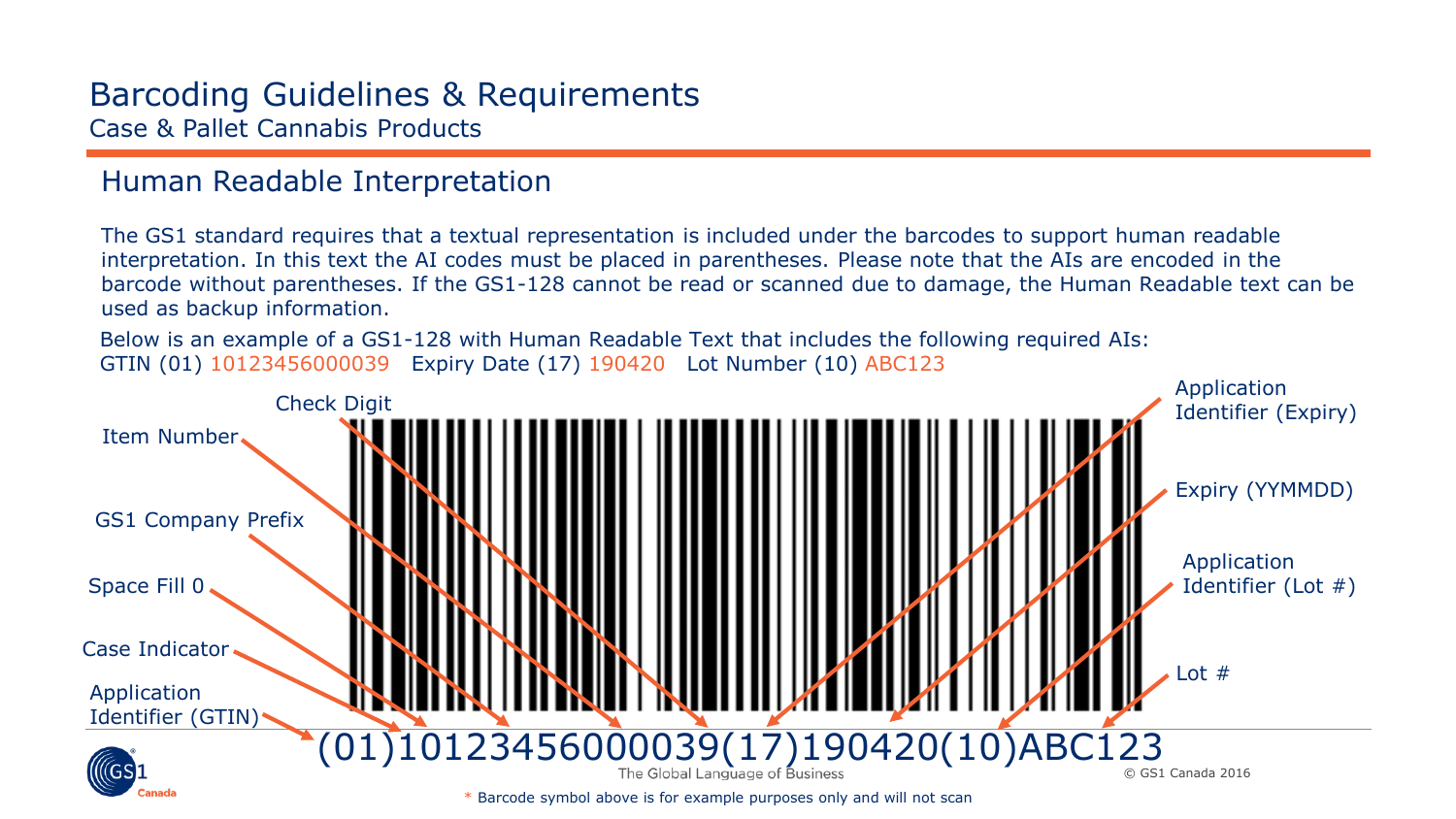# Barcoding Guidelines & Requirements

Case & Pallet Cannabis Products

## Human Readable Interpretation

The GS1 standard requires that a textual representation is included under the barcodes to support human readable interpretation. In this text the AI codes must be placed in parentheses. Please note that the AIs are encoded in the barcode without parentheses. If the GS1-128 cannot be read or scanned due to damage, the Human Readable text can be used as backup information.

Below is an example of a GS1-128 with Human Readable Text that includes the following required AIs:
GTIN (01) 10123456000039   Expiry Date (17) 190420   Lot Number (10) ABC123

Check Digit

Item Number

GS1 Company Prefix

Space Fill 0

Case Indicator

Application Identifier (GTIN)

Application Identifier (Expiry)

Expiry (YYMMDD)

Application Identifier (Lot #)

Lot #

(01)10123456000039(17)190420(10)ABC123

\* Barcode symbol above is for example purposes only and will not scan

The Global Language of Business

© GS1 Canada 2016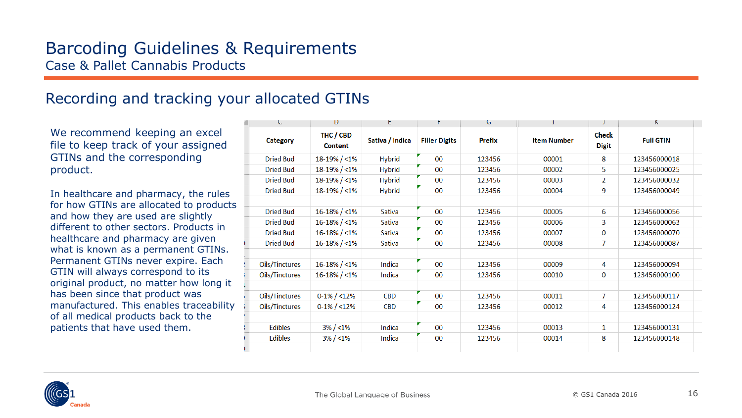# Barcoding Guidelines & Requirements

Case & Pallet Cannabis Products

## Recording and tracking your allocated GTINs

We recommend keeping an excel file to keep track of your assigned GTINs and the corresponding product.

In healthcare and pharmacy, the rules for how GTINs are allocated to products and how they are used are slightly different to other sectors. Products in healthcare and pharmacy are given what is known as a permanent GTINs. Permanent GTINs never expire. Each GTIN will always correspond to its original product, no matter how long it has been since that product was manufactured. This enables traceability of all medical products back to the patients that have used them.

| Category | THC / CBD Content | Sativa / Indica | Filler Digits | Prefix | Item Number | Check Digit | Full GTIN |
|---|---|---|---|---|---|---|---|
| Dried Bud | 18-19% / <1% | Hybrid | 00 | 123456 | 00001 | 8 | 123456000018 |
| Dried Bud | 18-19% / <1% | Hybrid | 00 | 123456 | 00002 | 5 | 123456000025 |
| Dried Bud | 18-19% / <1% | Hybrid | 00 | 123456 | 00003 | 2 | 123456000032 |
| Dried Bud | 18-19% / <1% | Hybrid | 00 | 123456 | 00004 | 9 | 123456000049 |
| | | | | | | | |
| Dried Bud | 16-18% / <1% | Sativa | 00 | 123456 | 00005 | 6 | 123456000056 |
| Dried Bud | 16-18% / <1% | Sativa | 00 | 123456 | 00006 | 3 | 123456000063 |
| Dried Bud | 16-18% / <1% | Sativa | 00 | 123456 | 00007 | 0 | 123456000070 |
| Dried Bud | 16-18% / <1% | Sativa | 00 | 123456 | 00008 | 7 | 123456000087 |
| | | | | | | | |
| Oils/Tinctures | 16-18% / <1% | Indica | 00 | 123456 | 00009 | 4 | 123456000094 |
| Oils/Tinctures | 16-18% / <1% | Indica | 00 | 123456 | 00010 | 0 | 123456000100 |
| | | | | | | | |
| Oils/Tinctures | 0-1% / <12% | CBD | 00 | 123456 | 00011 | 7 | 123456000117 |
| Oils/Tinctures | 0-1% / <12% | CBD | 00 | 123456 | 00012 | 4 | 123456000124 |
| | | | | | | | |
| Edibles | 3% / <1% | Indica | 00 | 123456 | 00013 | 1 | 123456000131 |
| Edibles | 3% / <1% | Indica | 00 | 123456 | 00014 | 8 | 123456000148 |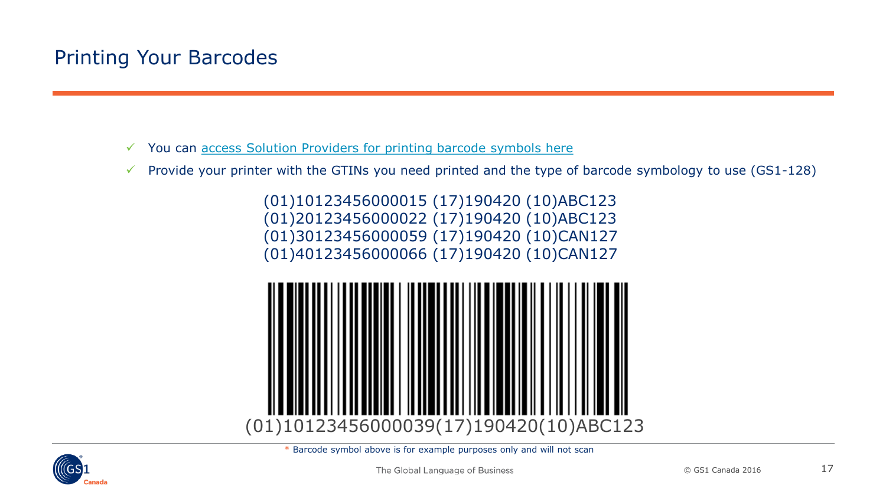# Printing Your Barcodes

- ✓ You can [access Solution Providers for printing barcode symbols here]()
- ✓ Provide your printer with the GTINs you need printed and the type of barcode symbology to use (GS1-128)

(01)10123456000015 (17)190420 (10)ABC123
(01)20123456000022 (17)190420 (10)ABC123
(01)30123456000059 (17)190420 (10)CAN127
(01)40123456000066 (17)190420 (10)CAN127

(01)10123456000039(17)190420(10)ABC123

\* Barcode symbol above is for example purposes only and will not scan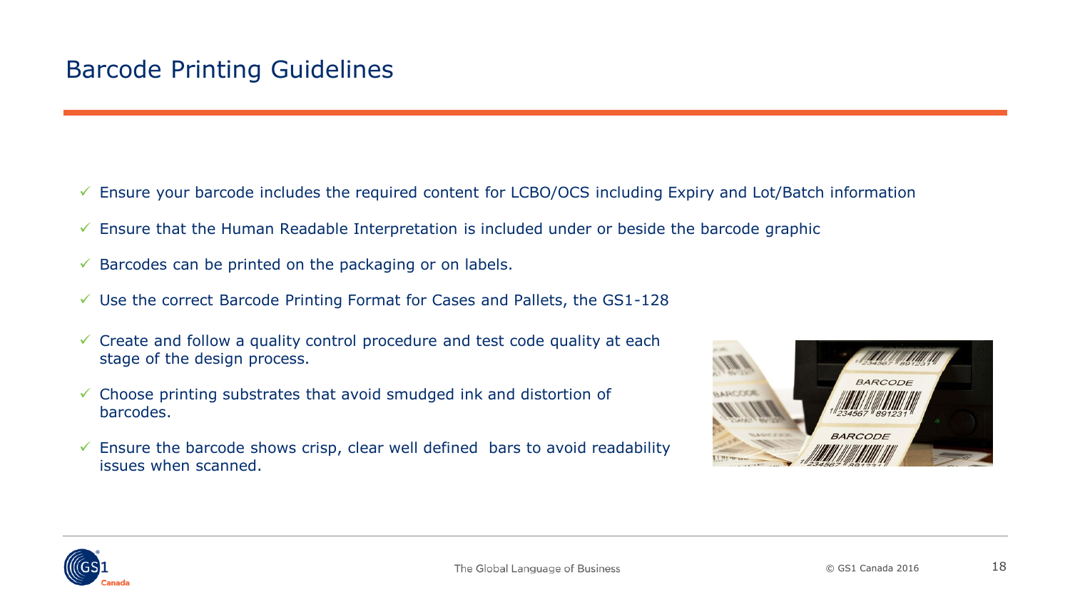# Barcode Printing Guidelines

- ✓ Ensure your barcode includes the required content for LCBO/OCS including Expiry and Lot/Batch information
- ✓ Ensure that the Human Readable Interpretation is included under or beside the barcode graphic
- ✓ Barcodes can be printed on the packaging or on labels.
- ✓ Use the correct Barcode Printing Format for Cases and Pallets, the GS1-128
- ✓ Create and follow a quality control procedure and test code quality at each stage of the design process.
- ✓ Choose printing substrates that avoid smudged ink and distortion of barcodes.
- ✓ Ensure the barcode shows crisp, clear well defined bars to avoid readability issues when scanned.

The Global Language of Business

© GS1 Canada 2016